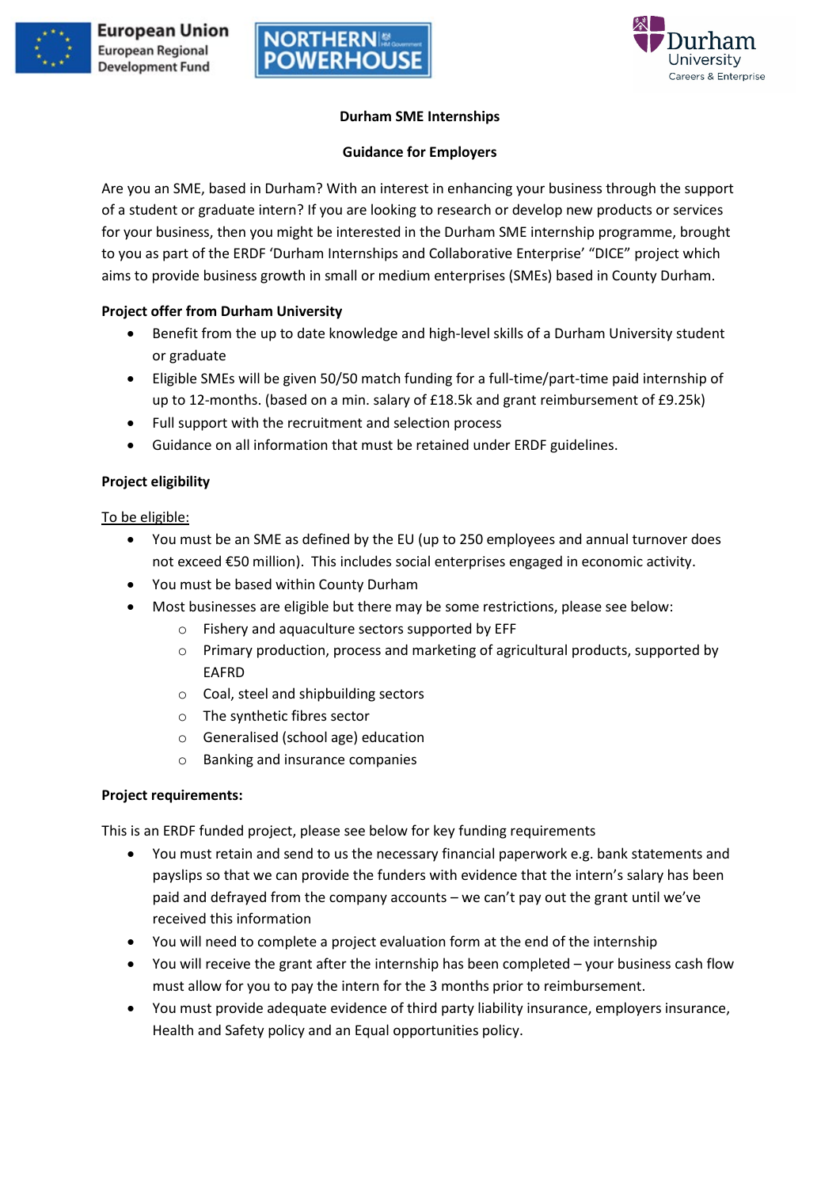**Durham SME Internships**

**Guidance for Employers**

Are you an SME, based in Durham? With an interest in enhancing your business through the support of a student or graduate intern? If you are looking to research or develop new products or services for your business, then you might be interested in the Durham SME internship programme, brought to you as part of the ERDF 'Durham Internships and Collaborative Enterprise' "DICE" project which aims to provide business growth in small or medium enterprises (SMEs) based in County Durham.

**Project offer from Durham University**

- Benefit from the up to date knowledge and high-level skills of a Durham University student or graduate
- Eligible SMEs will be given 50/50 match funding for a full-time/part-time paid internship of up to 12-months. (based on a min. salary of £18.5k and grant reimbursement of £9.25k)
- Full support with the recruitment and selection process
- Guidance on all information that must be retained under ERDF guidelines.

**Project eligibility**

To be eligible:

- You must be an SME as defined by the EU (up to 250 employees and annual turnover does not exceed €50 million). This includes social enterprises engaged in economic activity.
- You must be based within County Durham
- Most businesses are eligible but there may be some restrictions, please see below:
  - Fishery and aquaculture sectors supported by EFF
  - Primary production, process and marketing of agricultural products, supported by EAFRD
  - Coal, steel and shipbuilding sectors
  - The synthetic fibres sector
  - Generalised (school age) education
  - Banking and insurance companies

**Project requirements:**

This is an ERDF funded project, please see below for key funding requirements

- You must retain and send to us the necessary financial paperwork e.g. bank statements and payslips so that we can provide the funders with evidence that the intern's salary has been paid and defrayed from the company accounts – we can't pay out the grant until we've received this information
- You will need to complete a project evaluation form at the end of the internship
- You will receive the grant after the internship has been completed – your business cash flow must allow for you to pay the intern for the 3 months prior to reimbursement.
- You must provide adequate evidence of third party liability insurance, employers insurance, Health and Safety policy and an Equal opportunities policy.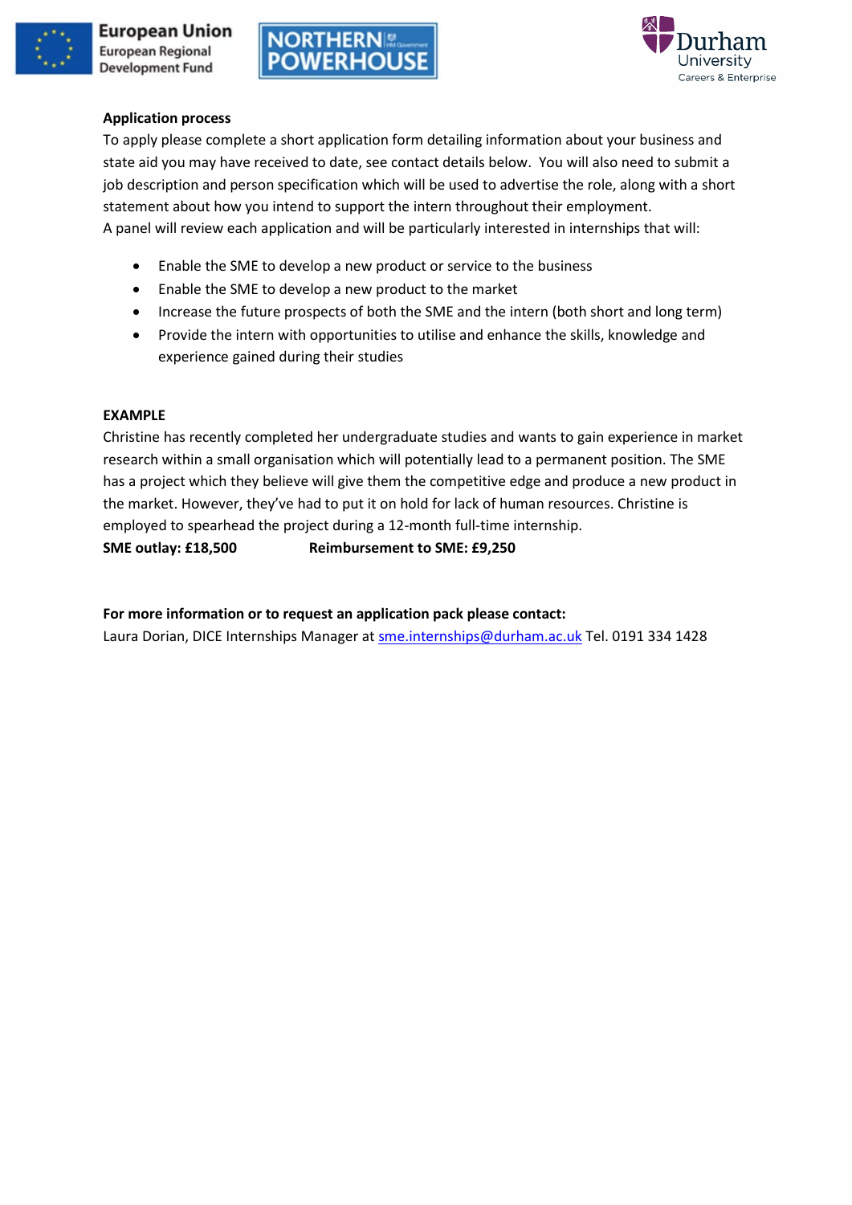**Application process**

To apply please complete a short application form detailing information about your business and state aid you may have received to date, see contact details below. You will also need to submit a job description and person specification which will be used to advertise the role, along with a short statement about how you intend to support the intern throughout their employment.

A panel will review each application and will be particularly interested in internships that will:

- Enable the SME to develop a new product or service to the business
- Enable the SME to develop a new product to the market
- Increase the future prospects of both the SME and the intern (both short and long term)
- Provide the intern with opportunities to utilise and enhance the skills, knowledge and experience gained during their studies

**EXAMPLE**

Christine has recently completed her undergraduate studies and wants to gain experience in market research within a small organisation which will potentially lead to a permanent position. The SME has a project which they believe will give them the competitive edge and produce a new product in the market. However, they've had to put it on hold for lack of human resources. Christine is employed to spearhead the project during a 12-month full-time internship.

**SME outlay: £18,500** **Reimbursement to SME: £9,250**

**For more information or to request an application pack please contact:**

Laura Dorian, DICE Internships Manager at sme.internships@durham.ac.uk Tel. 0191 334 1428